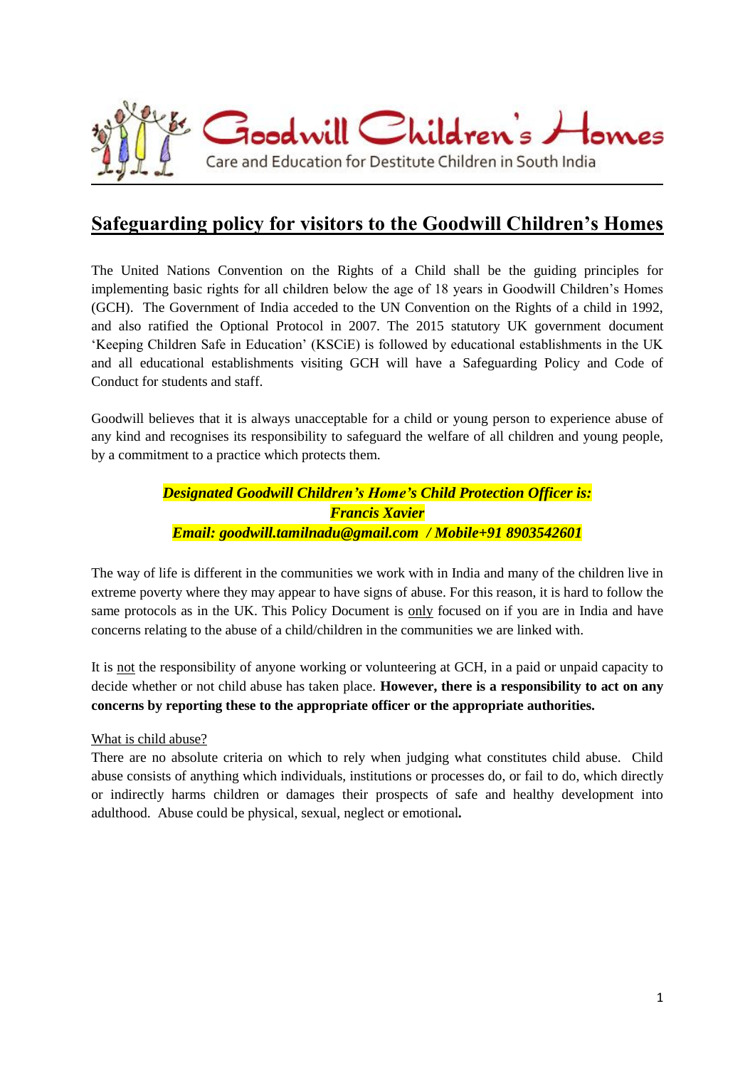Goodwill Children's Homes

Care and Education for Destitute Children in South India

# Safeguarding policy for visitors to the Goodwill Children's Homes

The United Nations Convention on the Rights of a Child shall be the guiding principles for implementing basic rights for all children below the age of 18 years in Goodwill Children's Homes (GCH). The Government of India acceded to the UN Convention on the Rights of a child in 1992, and also ratified the Optional Protocol in 2007. The 2015 statutory UK government document 'Keeping Children Safe in Education' (KSCiE) is followed by educational establishments in the UK and all educational establishments visiting GCH will have a Safeguarding Policy and Code of Conduct for students and staff.

Goodwill believes that it is always unacceptable for a child or young person to experience abuse of any kind and recognises its responsibility to safeguard the welfare of all children and young people, by a commitment to a practice which protects them.

***Designated Goodwill Children's Home's Child Protection Officer is:***
***Francis Xavier***
***Email: goodwill.tamilnadu@gmail.com / Mobile+91 8903542601***

The way of life is different in the communities we work with in India and many of the children live in extreme poverty where they may appear to have signs of abuse. For this reason, it is hard to follow the same protocols as in the UK. This Policy Document is only focused on if you are in India and have concerns relating to the abuse of a child/children in the communities we are linked with.

It is not the responsibility of anyone working or volunteering at GCH, in a paid or unpaid capacity to decide whether or not child abuse has taken place. **However, there is a responsibility to act on any concerns by reporting these to the appropriate officer or the appropriate authorities.**

What is child abuse?

There are no absolute criteria on which to rely when judging what constitutes child abuse. Child abuse consists of anything which individuals, institutions or processes do, or fail to do, which directly or indirectly harms children or damages their prospects of safe and healthy development into adulthood. Abuse could be physical, sexual, neglect or emotional**.**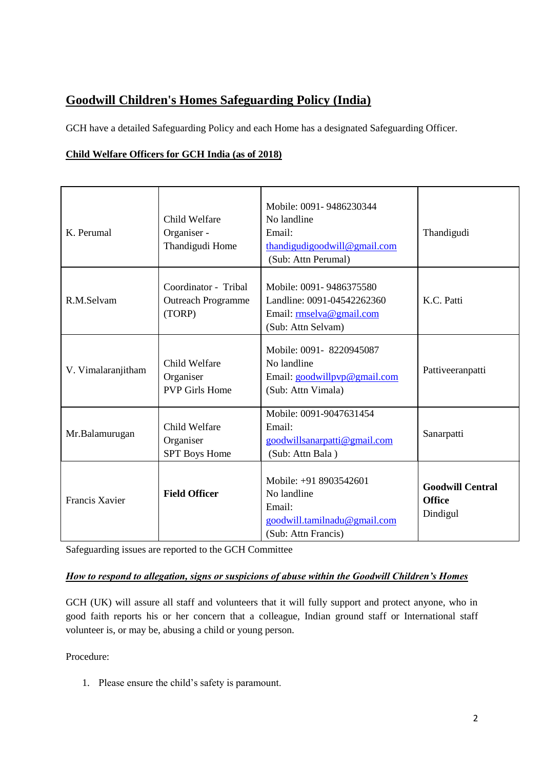## Goodwill Children's Homes Safeguarding Policy (India)

GCH have a detailed Safeguarding Policy and each Home has a designated Safeguarding Officer.

### Child Welfare Officers for GCH India (as of 2018)

| | | | |
|---|---|---|---|
| K. Perumal | Child Welfare Organiser - Thandigudi Home | Mobile: 0091- 9486230344<br>No landline<br>Email: thandigudigoodwill@gmail.com<br>(Sub: Attn Perumal) | Thandigudi |
| R.M.Selvam | Coordinator - Tribal Outreach Programme (TORP) | Mobile: 0091- 9486375580<br>Landline: 0091-04542262360<br>Email: rmselva@gmail.com<br>(Sub: Attn Selvam) | K.C. Patti |
| V. Vimalaranjitham | Child Welfare Organiser<br>PVP Girls Home | Mobile: 0091- 8220945087<br>No landline<br>Email: goodwillpvp@gmail.com<br>(Sub: Attn Vimala) | Pattiveeranpatti |
| Mr.Balamurugan | Child Welfare Organiser<br>SPT Boys Home | Mobile: 0091-9047631454<br>Email: goodwillsanarpatti@gmail.com<br>(Sub: Attn Bala ) | Sanarpatti |
| Francis Xavier | **Field Officer** | Mobile: +91 8903542601<br>No landline<br>Email: goodwill.tamilnadu@gmail.com<br>(Sub: Attn Francis) | **Goodwill Central Office**<br>Dindigul |

Safeguarding issues are reported to the GCH Committee

***How to respond to allegation, signs or suspicions of abuse within the Goodwill Children's Homes***

GCH (UK) will assure all staff and volunteers that it will fully support and protect anyone, who in good faith reports his or her concern that a colleague, Indian ground staff or International staff volunteer is, or may be, abusing a child or young person.

Procedure:

1. Please ensure the child's safety is paramount.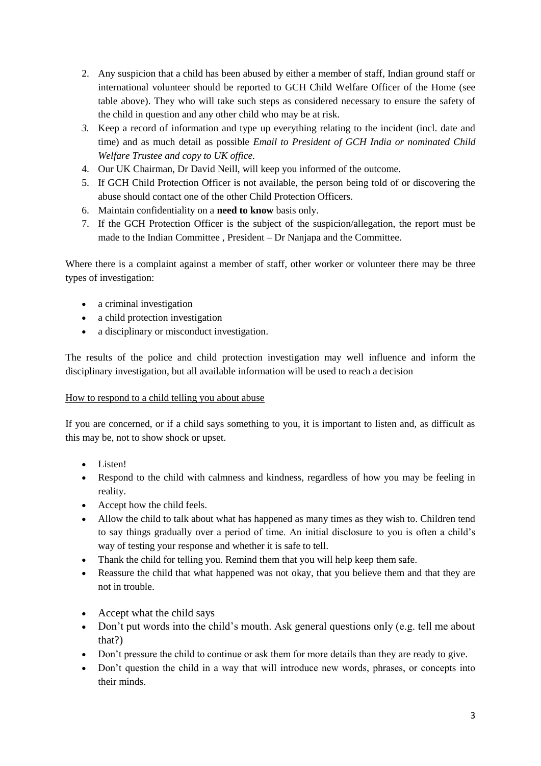2. Any suspicion that a child has been abused by either a member of staff, Indian ground staff or international volunteer should be reported to GCH Child Welfare Officer of the Home (see table above). They who will take such steps as considered necessary to ensure the safety of the child in question and any other child who may be at risk.
3. Keep a record of information and type up everything relating to the incident (incl. date and time) and as much detail as possible *Email to President of GCH India or nominated Child Welfare Trustee and copy to UK office.*
4. Our UK Chairman, Dr David Neill, will keep you informed of the outcome.
5. If GCH Child Protection Officer is not available, the person being told of or discovering the abuse should contact one of the other Child Protection Officers.
6. Maintain confidentiality on a **need to know** basis only.
7. If the GCH Protection Officer is the subject of the suspicion/allegation, the report must be made to the Indian Committee , President – Dr Nanjapa and the Committee.

Where there is a complaint against a member of staff, other worker or volunteer there may be three types of investigation:

- a criminal investigation
- a child protection investigation
- a disciplinary or misconduct investigation.

The results of the police and child protection investigation may well influence and inform the disciplinary investigation, but all available information will be used to reach a decision

<u>How to respond to a child telling you about abuse</u>

If you are concerned, or if a child says something to you, it is important to listen and, as difficult as this may be, not to show shock or upset.

- Listen!
- Respond to the child with calmness and kindness, regardless of how you may be feeling in reality.
- Accept how the child feels.
- Allow the child to talk about what has happened as many times as they wish to. Children tend to say things gradually over a period of time. An initial disclosure to you is often a child's way of testing your response and whether it is safe to tell.
- Thank the child for telling you. Remind them that you will help keep them safe.
- Reassure the child that what happened was not okay, that you believe them and that they are not in trouble.
- Accept what the child says
- Don't put words into the child's mouth. Ask general questions only (e.g. tell me about that?)
- Don't pressure the child to continue or ask them for more details than they are ready to give.
- Don't question the child in a way that will introduce new words, phrases, or concepts into their minds.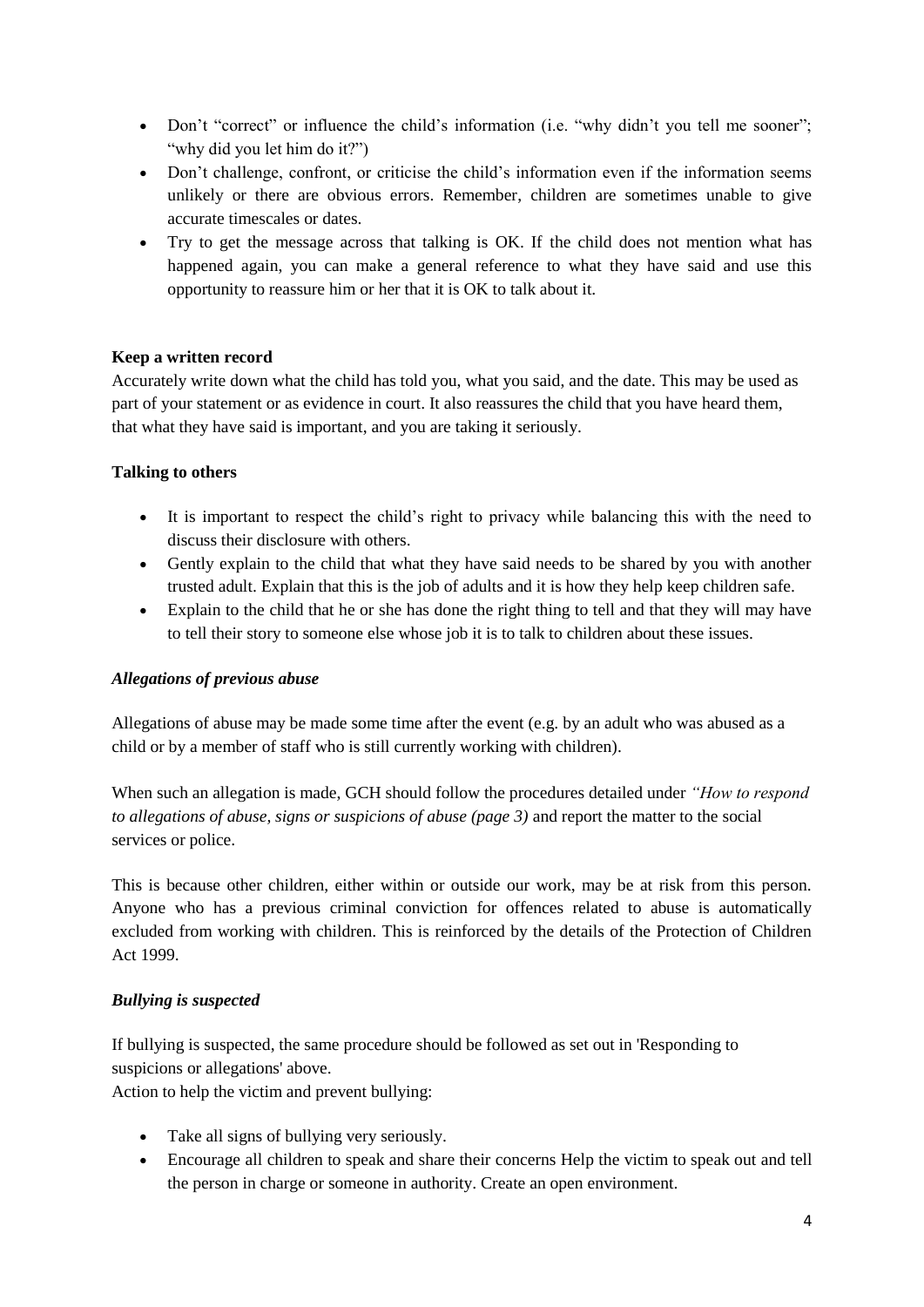- Don't "correct" or influence the child's information (i.e. "why didn't you tell me sooner"; "why did you let him do it?")
- Don't challenge, confront, or criticise the child's information even if the information seems unlikely or there are obvious errors. Remember, children are sometimes unable to give accurate timescales or dates.
- Try to get the message across that talking is OK. If the child does not mention what has happened again, you can make a general reference to what they have said and use this opportunity to reassure him or her that it is OK to talk about it.

**Keep a written record**

Accurately write down what the child has told you, what you said, and the date. This may be used as part of your statement or as evidence in court. It also reassures the child that you have heard them, that what they have said is important, and you are taking it seriously.

**Talking to others**

- It is important to respect the child's right to privacy while balancing this with the need to discuss their disclosure with others.
- Gently explain to the child that what they have said needs to be shared by you with another trusted adult. Explain that this is the job of adults and it is how they help keep children safe.
- Explain to the child that he or she has done the right thing to tell and that they will may have to tell their story to someone else whose job it is to talk to children about these issues.

***Allegations of previous abuse***

Allegations of abuse may be made some time after the event (e.g. by an adult who was abused as a child or by a member of staff who is still currently working with children).

When such an allegation is made, GCH should follow the procedures detailed under *"How to respond to allegations of abuse, signs or suspicions of abuse (page 3)* and report the matter to the social services or police.

This is because other children, either within or outside our work, may be at risk from this person. Anyone who has a previous criminal conviction for offences related to abuse is automatically excluded from working with children. This is reinforced by the details of the Protection of Children Act 1999.

***Bullying is suspected***

If bullying is suspected, the same procedure should be followed as set out in 'Responding to suspicions or allegations' above.

Action to help the victim and prevent bullying:

- Take all signs of bullying very seriously.
- Encourage all children to speak and share their concerns Help the victim to speak out and tell the person in charge or someone in authority. Create an open environment.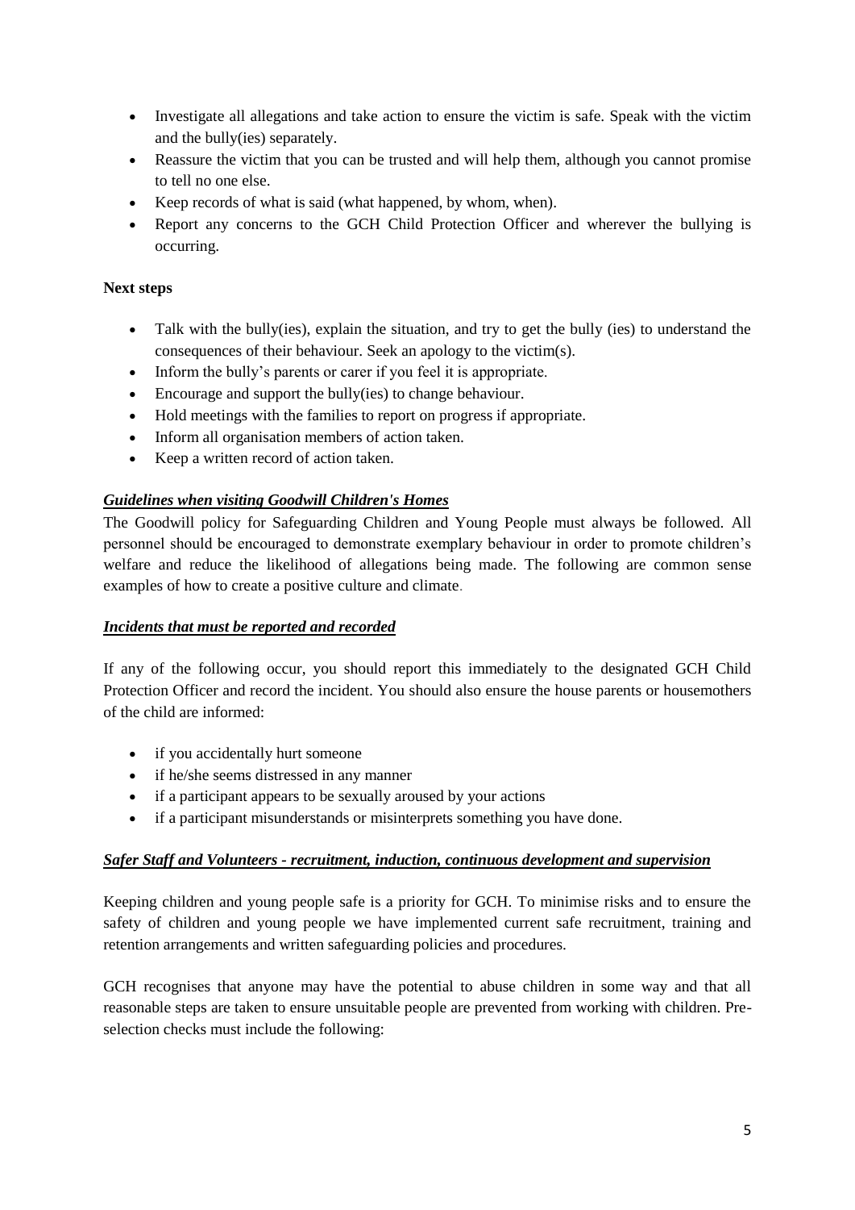- Investigate all allegations and take action to ensure the victim is safe. Speak with the victim and the bully(ies) separately.
- Reassure the victim that you can be trusted and will help them, although you cannot promise to tell no one else.
- Keep records of what is said (what happened, by whom, when).
- Report any concerns to the GCH Child Protection Officer and wherever the bullying is occurring.

**Next steps**

- Talk with the bully(ies), explain the situation, and try to get the bully (ies) to understand the consequences of their behaviour. Seek an apology to the victim(s).
- Inform the bully's parents or carer if you feel it is appropriate.
- Encourage and support the bully(ies) to change behaviour.
- Hold meetings with the families to report on progress if appropriate.
- Inform all organisation members of action taken.
- Keep a written record of action taken.

***Guidelines when visiting Goodwill Children's Homes***

The Goodwill policy for Safeguarding Children and Young People must always be followed. All personnel should be encouraged to demonstrate exemplary behaviour in order to promote children's welfare and reduce the likelihood of allegations being made. The following are common sense examples of how to create a positive culture and climate.

***Incidents that must be reported and recorded***

If any of the following occur, you should report this immediately to the designated GCH Child Protection Officer and record the incident. You should also ensure the house parents or housemothers of the child are informed:

- if you accidentally hurt someone
- if he/she seems distressed in any manner
- if a participant appears to be sexually aroused by your actions
- if a participant misunderstands or misinterprets something you have done.

***Safer Staff and Volunteers - recruitment, induction, continuous development and supervision***

Keeping children and young people safe is a priority for GCH. To minimise risks and to ensure the safety of children and young people we have implemented current safe recruitment, training and retention arrangements and written safeguarding policies and procedures.

GCH recognises that anyone may have the potential to abuse children in some way and that all reasonable steps are taken to ensure unsuitable people are prevented from working with children. Pre-selection checks must include the following: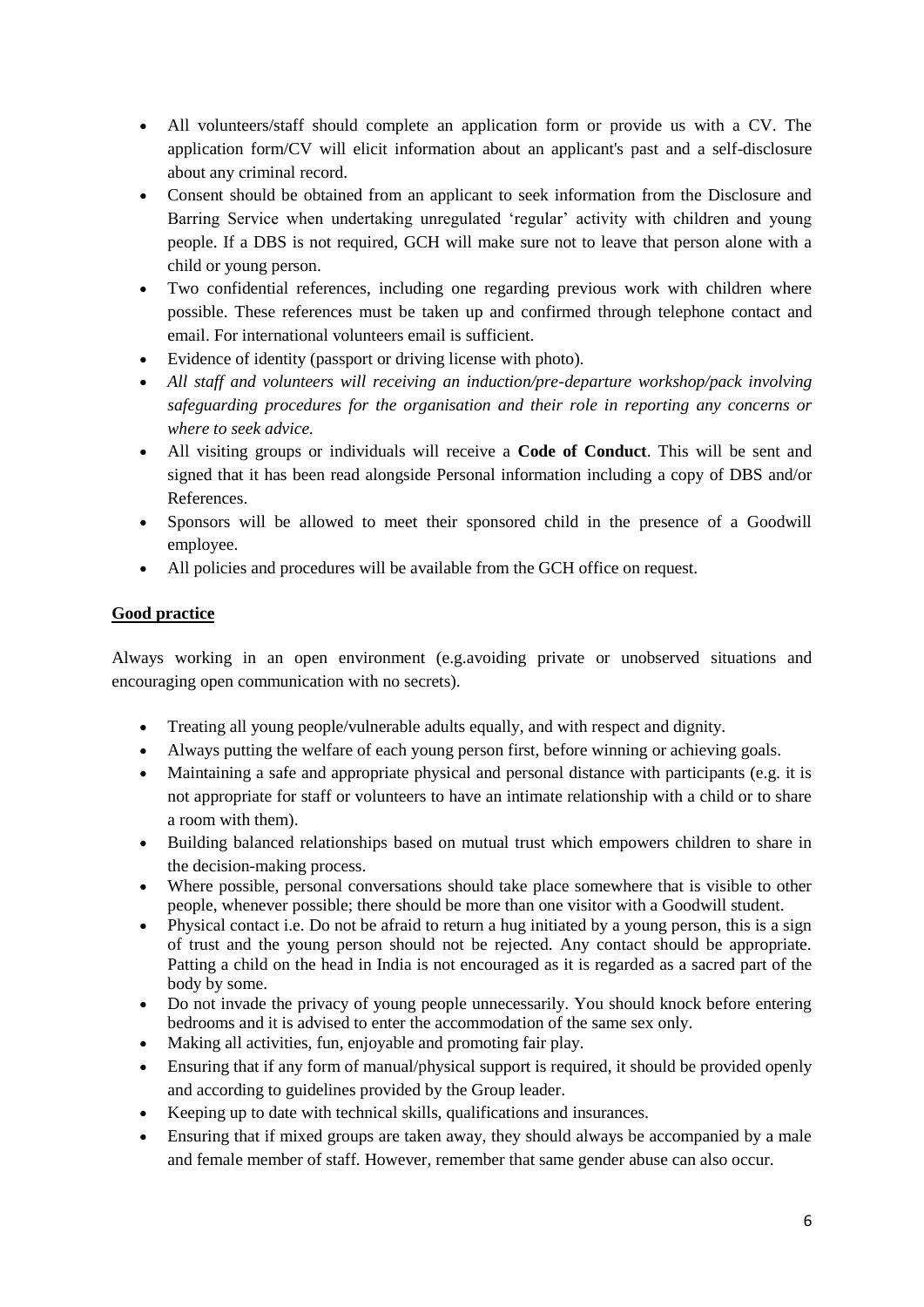- All volunteers/staff should complete an application form or provide us with a CV. The application form/CV will elicit information about an applicant's past and a self-disclosure about any criminal record.
- Consent should be obtained from an applicant to seek information from the Disclosure and Barring Service when undertaking unregulated 'regular' activity with children and young people. If a DBS is not required, GCH will make sure not to leave that person alone with a child or young person.
- Two confidential references, including one regarding previous work with children where possible. These references must be taken up and confirmed through telephone contact and email. For international volunteers email is sufficient.
- Evidence of identity (passport or driving license with photo).
- *All staff and volunteers will receiving an induction/pre-departure workshop/pack involving safeguarding procedures for the organisation and their role in reporting any concerns or where to seek advice.*
- All visiting groups or individuals will receive a **Code of Conduct**. This will be sent and signed that it has been read alongside Personal information including a copy of DBS and/or References.
- Sponsors will be allowed to meet their sponsored child in the presence of a Goodwill employee.
- All policies and procedures will be available from the GCH office on request.

## **Good practice**

Always working in an open environment (e.g.avoiding private or unobserved situations and encouraging open communication with no secrets).

- Treating all young people/vulnerable adults equally, and with respect and dignity.
- Always putting the welfare of each young person first, before winning or achieving goals.
- Maintaining a safe and appropriate physical and personal distance with participants (e.g. it is not appropriate for staff or volunteers to have an intimate relationship with a child or to share a room with them).
- Building balanced relationships based on mutual trust which empowers children to share in the decision-making process.
- Where possible, personal conversations should take place somewhere that is visible to other people, whenever possible; there should be more than one visitor with a Goodwill student.
- Physical contact i.e. Do not be afraid to return a hug initiated by a young person, this is a sign of trust and the young person should not be rejected. Any contact should be appropriate. Patting a child on the head in India is not encouraged as it is regarded as a sacred part of the body by some.
- Do not invade the privacy of young people unnecessarily. You should knock before entering bedrooms and it is advised to enter the accommodation of the same sex only.
- Making all activities, fun, enjoyable and promoting fair play.
- Ensuring that if any form of manual/physical support is required, it should be provided openly and according to guidelines provided by the Group leader.
- Keeping up to date with technical skills, qualifications and insurances.
- Ensuring that if mixed groups are taken away, they should always be accompanied by a male and female member of staff. However, remember that same gender abuse can also occur.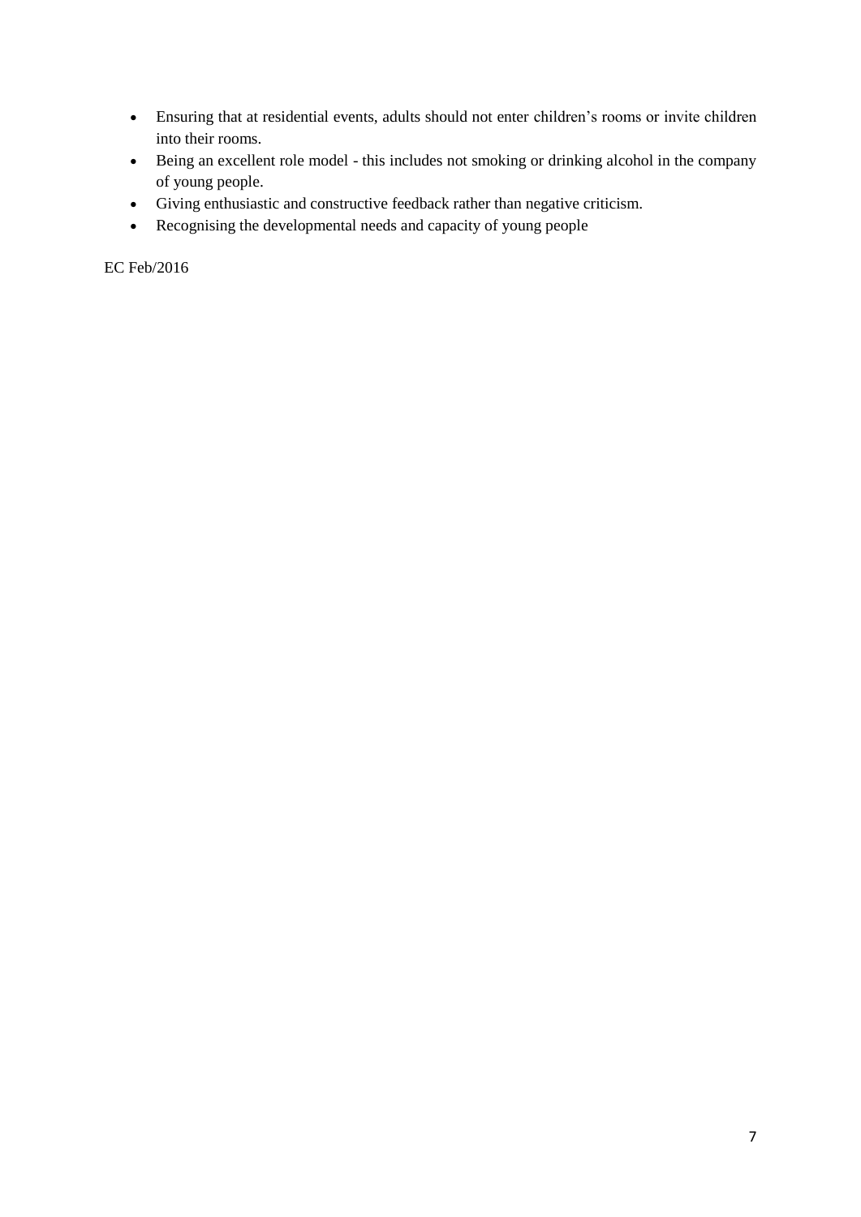- Ensuring that at residential events, adults should not enter children's rooms or invite children into their rooms.
- Being an excellent role model - this includes not smoking or drinking alcohol in the company of young people.
- Giving enthusiastic and constructive feedback rather than negative criticism.
- Recognising the developmental needs and capacity of young people

EC Feb/2016